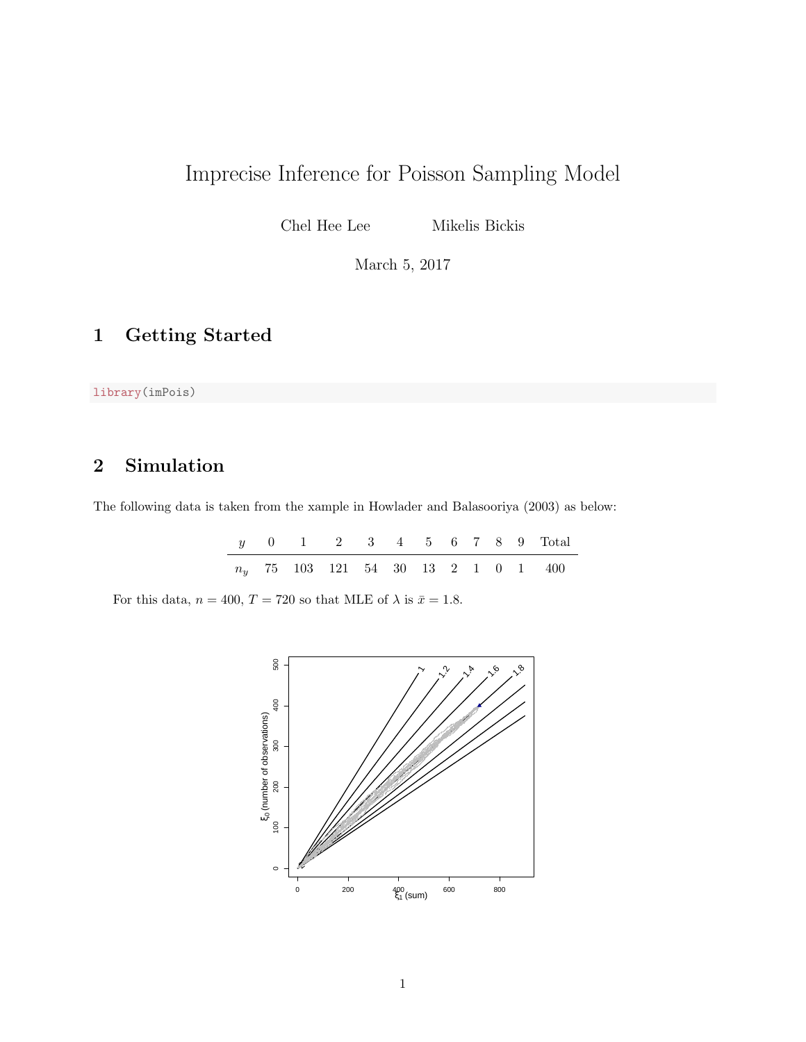# Imprecise Inference for Poisson Sampling Model

Chel Hee Lee    Mikelis Bickis

March 5, 2017

## 1 Getting Started

```
library(imPois)
```

## 2 Simulation

The following data is taken from the xample in Howlader and Balasooriya (2003) as below:

| $y$ | 0 | 1 | 2 | 3 | 4 | 5 | 6 | 7 | 8 | 9 | Total |
|---|---|---|---|---|---|---|---|---|---|---|---|
| $n_y$ | 75 | 103 | 121 | 54 | 30 | 13 | 2 | 1 | 0 | 1 | 400 |

For this data, $n = 400$, $T = 720$ so that MLE of $\lambda$ is $\bar{x} = 1.8$.

1
1.2
1.4
1.6
1.8

$\xi_0$ (number of observations)

$\xi_1$ (sum)

0
100
200
300
400
500

0
200
400
600
800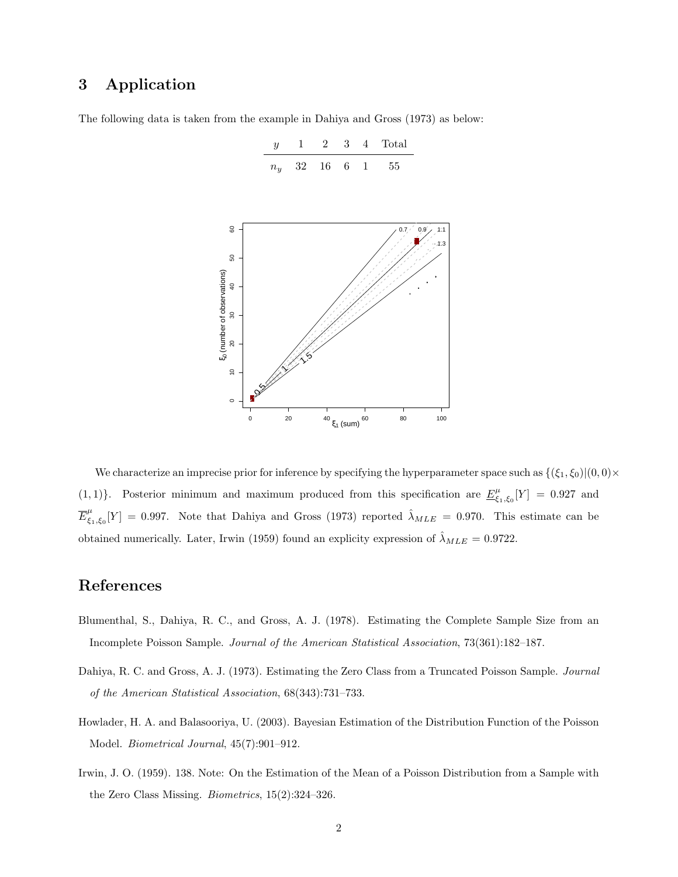# 3 Application

The following data is taken from the example in Dahiya and Gross (1973) as below:

| $y$ | 1 | 2 | 3 | 4 | Total |
|---|---|---|---|---|---|
| $n_y$ | 32 | 16 | 6 | 1 | 55 |

0.7
0.9
1.1
1.3
0.5
1
1.5
$\xi_0$ (number of observations)
$\xi_1$ (sum)
0
10
20
30
40
50
60
0
20
40
60
80
100

We characterize an imprecise prior for inference by specifying the hyperparameter space such as $\{(\xi_1, \xi_0)|(0,0) \times (1,1)\}$. Posterior minimum and maximum produced from this specification are $\underline{E}^{\mu}_{\xi_1,\xi_0}[Y] = 0.927$ and $\overline{E}^{\mu}_{\xi_1,\xi_0}[Y] = 0.997$. Note that Dahiya and Gross (1973) reported $\hat{\lambda}_{MLE} = 0.970$. This estimate can be obtained numerically. Later, Irwin (1959) found an explicity expression of $\hat{\lambda}_{MLE} = 0.9722$.

# References

Blumenthal, S., Dahiya, R. C., and Gross, A. J. (1978). Estimating the Complete Sample Size from an Incomplete Poisson Sample. *Journal of the American Statistical Association*, 73(361):182–187.

Dahiya, R. C. and Gross, A. J. (1973). Estimating the Zero Class from a Truncated Poisson Sample. *Journal of the American Statistical Association*, 68(343):731–733.

Howlader, H. A. and Balasooriya, U. (2003). Bayesian Estimation of the Distribution Function of the Poisson Model. *Biometrical Journal*, 45(7):901–912.

Irwin, J. O. (1959). 138. Note: On the Estimation of the Mean of a Poisson Distribution from a Sample with the Zero Class Missing. *Biometrics*, 15(2):324–326.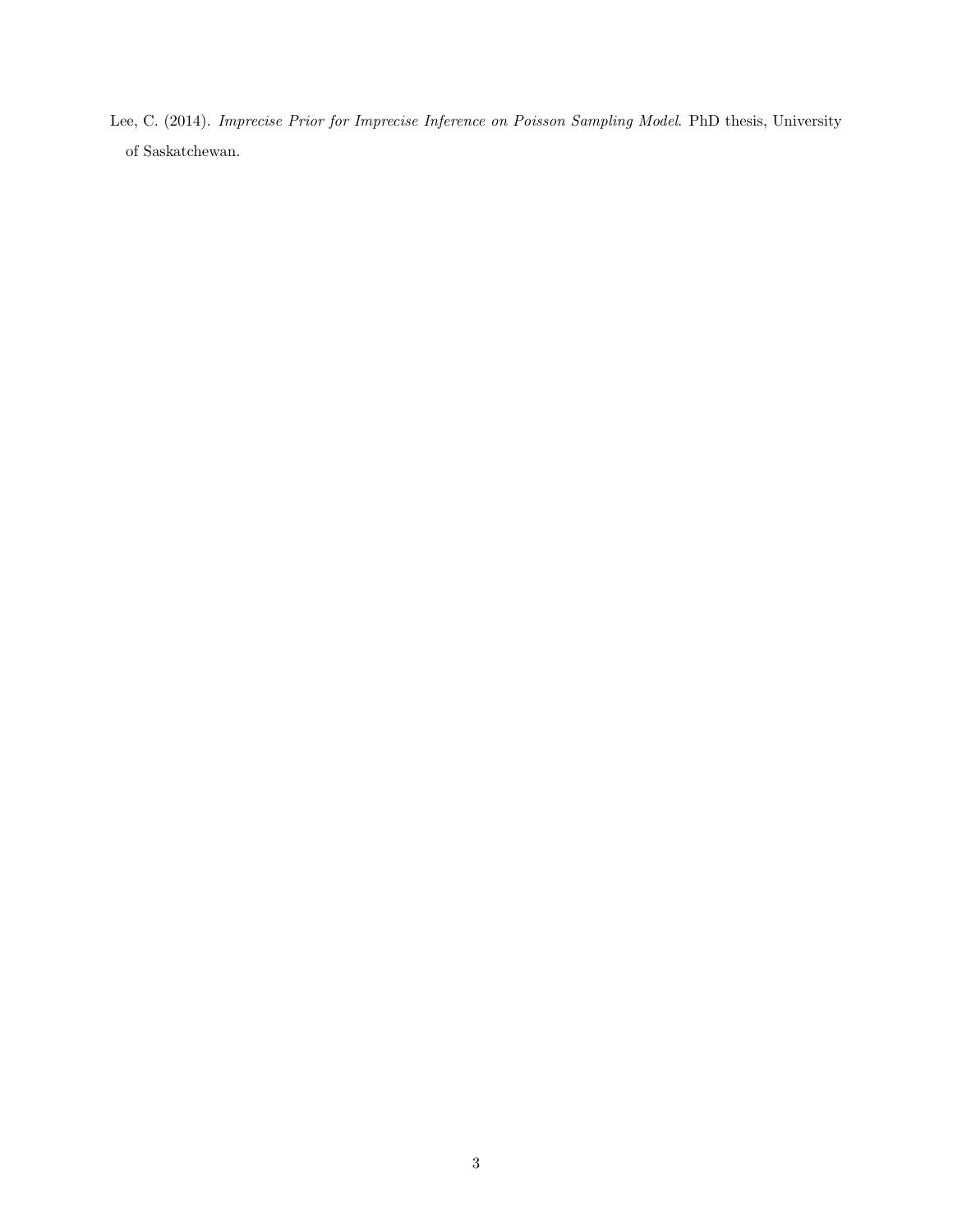Lee, C. (2014). *Imprecise Prior for Imprecise Inference on Poisson Sampling Model*. PhD thesis, University of Saskatchewan.